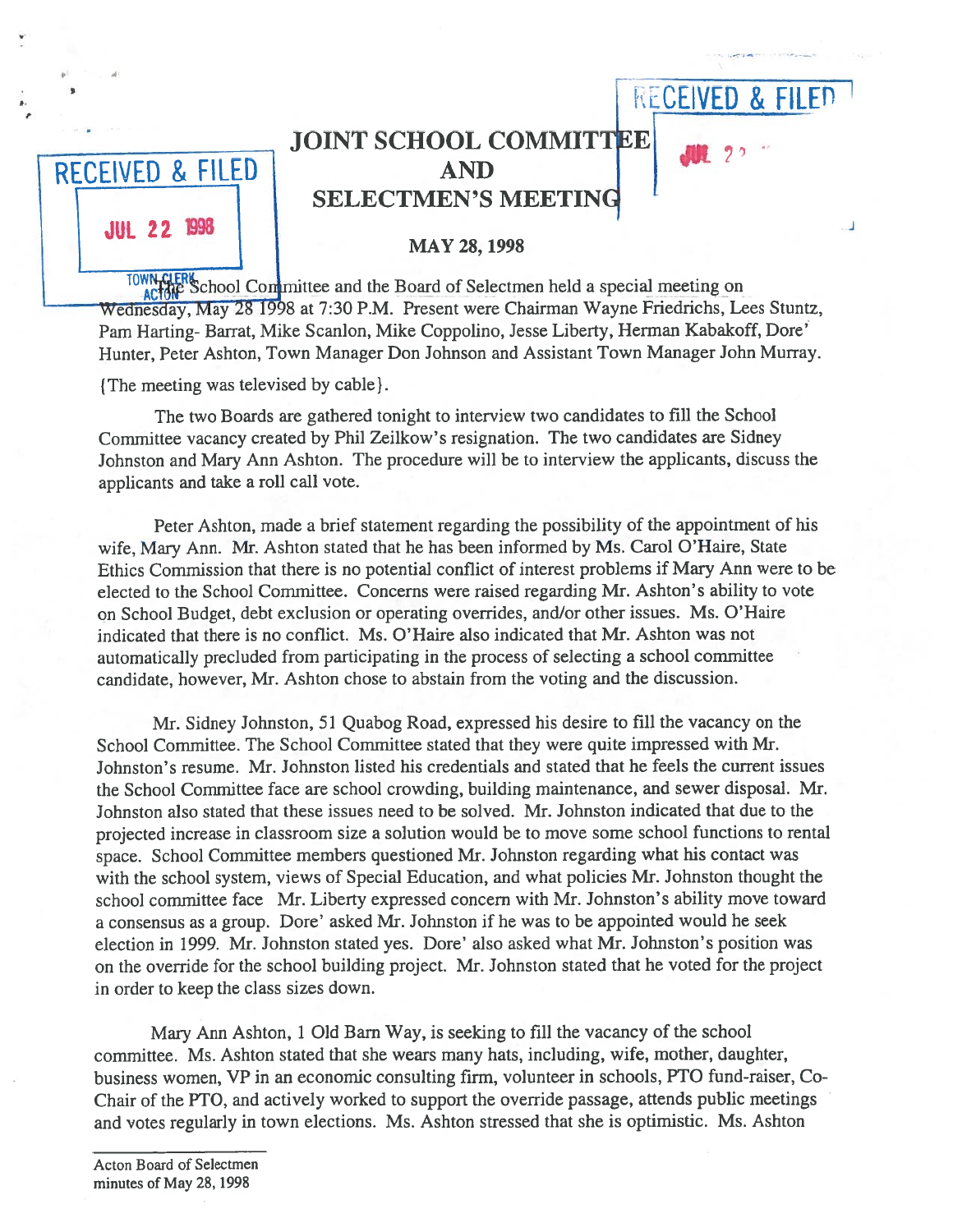# JOINT SCHOOL COMMITTEE AND SELECTMEN'S MEETING

**MAY 28, 1998**

The School Committee and the Board of Selectmen held a special meeting on Wednesday, May 28 1998 at 7:30 P.M. Present were Chairman Wayne Friedrichs, Lees Stuntz, Pam Harting- Barrat, Mike Scanlon, Mike Coppolino, Jesse Liberty, Herman Kabakoff, Dore' Hunter, Peter Ashton, Town Manager Don Johnson and Assistant Town Manager John Murray.

{The meeting was televised by cable}.

The two Boards are gathered tonight to interview two candidates to fill the School Committee vacancy created by Phil Zeilkow's resignation. The two candidates are Sidney Johnston and Mary Ann Ashton. The procedure will be to interview the applicants, discuss the applicants and take a roll call vote.

Peter Ashton, made a brief statement regarding the possibility of the appointment of his wife, Mary Ann. Mr. Ashton stated that he has been informed by Ms. Carol O'Haire, State Ethics Commission that there is no potential conflict of interest problems if Mary Ann were to be elected to the School Committee. Concerns were raised regarding Mr. Ashton's ability to vote on School Budget, debt exclusion or operating overrides, and/or other issues. Ms. O'Haire indicated that there is no conflict. Ms. O'Haire also indicated that Mr. Ashton was not automatically precluded from participating in the process of selecting a school committee candidate, however, Mr. Ashton chose to abstain from the voting and the discussion.

Mr. Sidney Johnston, 51 Quabog Road, expressed his desire to fill the vacancy on the School Committee. The School Committee stated that they were quite impressed with Mr. Johnston's resume. Mr. Johnston listed his credentials and stated that he feels the current issues the School Committee face are school crowding, building maintenance, and sewer disposal. Mr. Johnston also stated that these issues need to be solved. Mr. Johnston indicated that due to the projected increase in classroom size a solution would be to move some school functions to rental space. School Committee members questioned Mr. Johnston regarding what his contact was with the school system, views of Special Education, and what policies Mr. Johnston thought the school committee face Mr. Liberty expressed concern with Mr. Johnston's ability move toward a consensus as a group. Dore' asked Mr. Johnston if he was to be appointed would he seek election in 1999. Mr. Johnston stated yes. Dore' also asked what Mr. Johnston's position was on the override for the school building project. Mr. Johnston stated that he voted for the project in order to keep the class sizes down.

Mary Ann Ashton, 1 Old Barn Way, is seeking to fill the vacancy of the school committee. Ms. Ashton stated that she wears many hats, including, wife, mother, daughter, business women, VP in an economic consulting firm, volunteer in schools, PTO fund-raiser, Co-Chair of the PTO, and actively worked to support the override passage, attends public meetings and votes regularly in town elections. Ms. Ashton stressed that she is optimistic. Ms. Ashton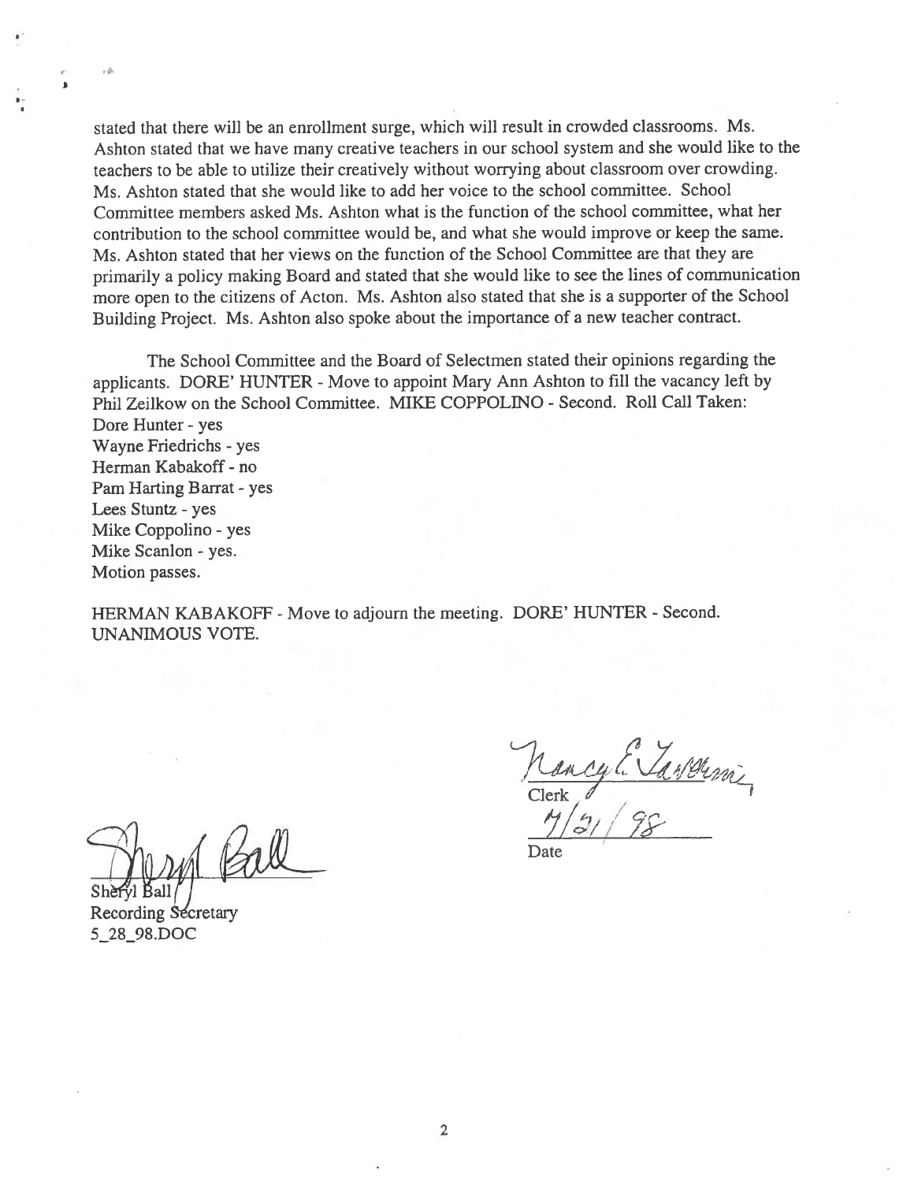stated that there will be an enrollment surge, which will result in crowded classrooms. Ms. Ashton stated that we have many creative teachers in our school system and she would like to the teachers to be able to utilize their creatively without worrying about classroom over crowding. Ms. Ashton stated that she would like to add her voice to the school committee. School Committee members asked Ms. Ashton what is the function of the school committee, what her contribution to the school committee would be, and what she would improve or keep the same. Ms. Ashton stated that her views on the function of the School Committee are that they are primarily a policy making Board and stated that she would like to see the lines of communication more open to the citizens of Acton. Ms. Ashton also stated that she is a supporter of the School Building Project. Ms. Ashton also spoke about the importance of a new teacher contract.

The School Committee and the Board of Selectmen stated their opinions regarding the applicants. DORE' HUNTER - Move to appoint Mary Ann Ashton to fill the vacancy left by Phil Zeilkow on the School Committee. MIKE COPPOLINO - Second. Roll Call Taken:
Dore Hunter - yes
Wayne Friedrichs - yes
Herman Kabakoff - no
Pam Harting Barrat - yes
Lees Stuntz - yes
Mike Coppolino - yes
Mike Scanlon - yes.
Motion passes.

HERMAN KABAKOFF - Move to adjourn the meeting. DORE' HUNTER - Second. UNANIMOUS VOTE.

Nancy E. Tavernier
Clerk
7/21/98
Date

Sheryl Ball
Sheryl Ball
Recording Secretary
5_28_98.DOC